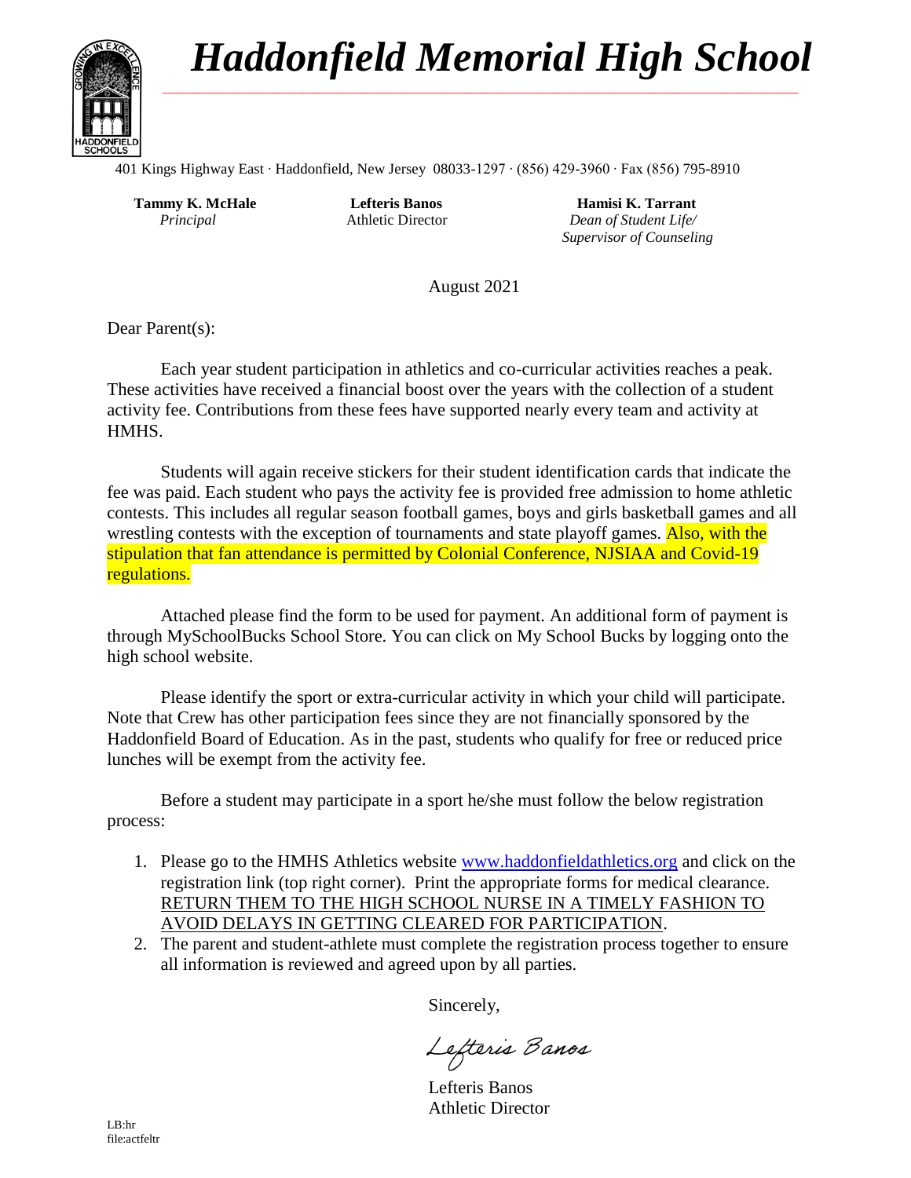# *Haddonfield Memorial High School*

401 Kings Highway East · Haddonfield, New Jersey 08033-1297 · (856) 429-3960 · Fax (856) 795-8910

| **Tammy K. McHale** | **Lefteris Banos** | **Hamisi K. Tarrant** |
|---|---|---|
| *Principal* | Athletic Director | *Dean of Student Life/ Supervisor of Counseling* |

August 2021

Dear Parent(s):

Each year student participation in athletics and co-curricular activities reaches a peak. These activities have received a financial boost over the years with the collection of a student activity fee. Contributions from these fees have supported nearly every team and activity at HMHS.

Students will again receive stickers for their student identification cards that indicate the fee was paid. Each student who pays the activity fee is provided free admission to home athletic contests. This includes all regular season football games, boys and girls basketball games and all wrestling contests with the exception of tournaments and state playoff games. Also, with the stipulation that fan attendance is permitted by Colonial Conference, NJSIAA and Covid-19 regulations.

Attached please find the form to be used for payment. An additional form of payment is through MySchoolBucks School Store. You can click on My School Bucks by logging onto the high school website.

Please identify the sport or extra-curricular activity in which your child will participate. Note that Crew has other participation fees since they are not financially sponsored by the Haddonfield Board of Education. As in the past, students who qualify for free or reduced price lunches will be exempt from the activity fee.

Before a student may participate in a sport he/she must follow the below registration process:

1. Please go to the HMHS Athletics website www.haddonfieldathletics.org and click on the registration link (top right corner). Print the appropriate forms for medical clearance. RETURN THEM TO THE HIGH SCHOOL NURSE IN A TIMELY FASHION TO AVOID DELAYS IN GETTING CLEARED FOR PARTICIPATION.
2. The parent and student-athlete must complete the registration process together to ensure all information is reviewed and agreed upon by all parties.

Sincerely,

*Lefteris Banos*

Lefteris Banos
Athletic Director

LB:hr
file:actfeltr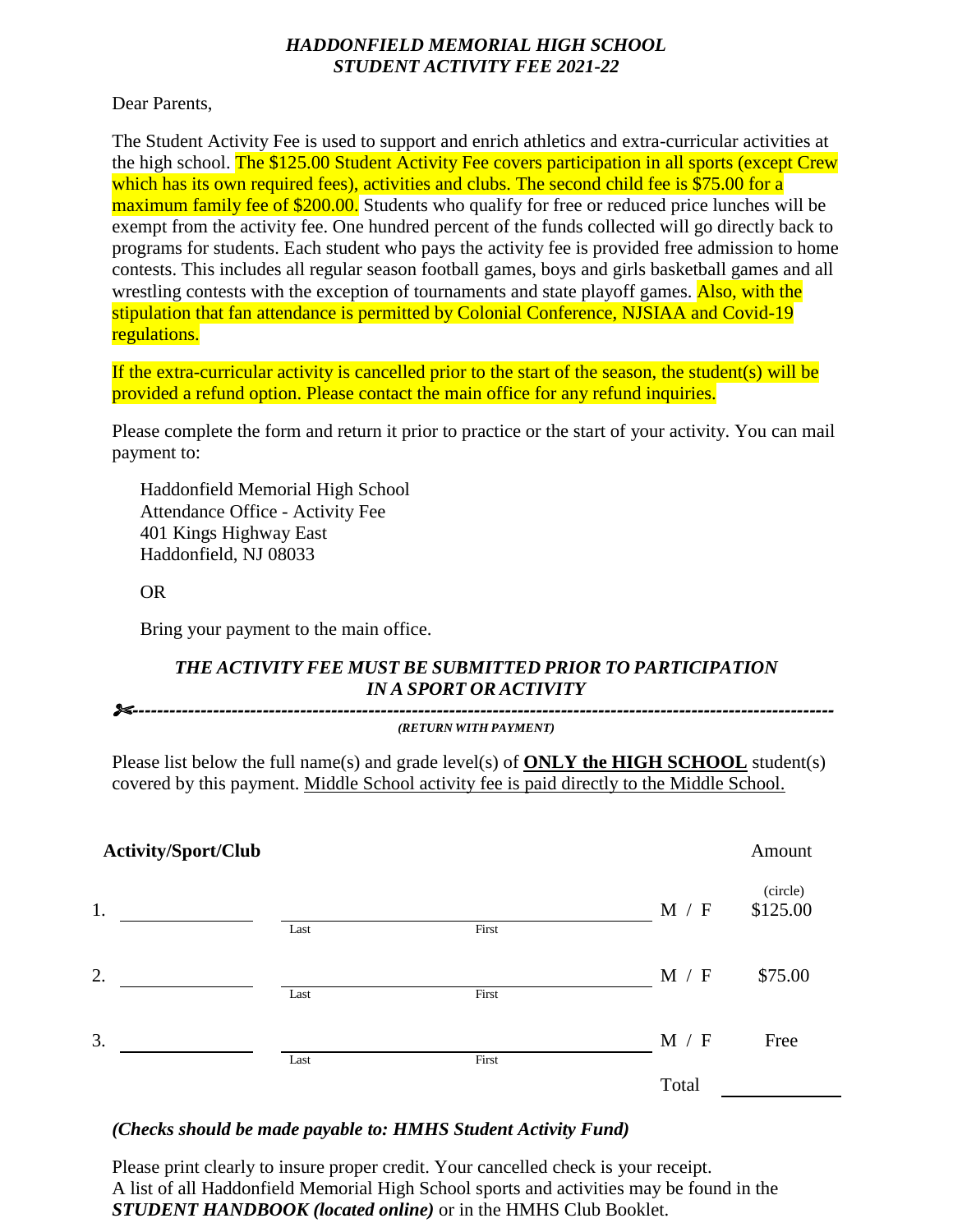*HADDONFIELD MEMORIAL HIGH SCHOOL*
*STUDENT ACTIVITY FEE 2021-22*

Dear Parents,

The Student Activity Fee is used to support and enrich athletics and extra-curricular activities at the high school. The $125.00 Student Activity Fee covers participation in all sports (except Crew which has its own required fees), activities and clubs. The second child fee is $75.00 for a maximum family fee of $200.00. Students who qualify for free or reduced price lunches will be exempt from the activity fee. One hundred percent of the funds collected will go directly back to programs for students. Each student who pays the activity fee is provided free admission to home contests. This includes all regular season football games, boys and girls basketball games and all wrestling contests with the exception of tournaments and state playoff games. Also, with the stipulation that fan attendance is permitted by Colonial Conference, NJSIAA and Covid-19 regulations.

If the extra-curricular activity is cancelled prior to the start of the season, the student(s) will be provided a refund option. Please contact the main office for any refund inquiries.

Please complete the form and return it prior to practice or the start of your activity. You can mail payment to:

Haddonfield Memorial High School
Attendance Office - Activity Fee
401 Kings Highway East
Haddonfield, NJ 08033

OR

Bring your payment to the main office.

***THE ACTIVITY FEE MUST BE SUBMITTED PRIOR TO PARTICIPATION IN A SPORT OR ACTIVITY***

✂-----------------------------------------------------------------------------------------------------------

***(RETURN WITH PAYMENT)***

Please list below the full name(s) and grade level(s) of **ONLY the HIGH SCHOOL** student(s) covered by this payment. Middle School activity fee is paid directly to the Middle School.

| **Activity/Sport/Club** | | | Amount (circle) |
|---|---|---|---|
| 1. ____________ | ____________ Last / First | M / F | $125.00 |
| 2. ____________ | ____________ Last / First | M / F | $75.00 |
| 3. ____________ | ____________ Last / First | M / F | Free |
| | | Total | ____________ |

***(Checks should be made payable to: HMHS Student Activity Fund)***

Please print clearly to insure proper credit. Your cancelled check is your receipt.
A list of all Haddonfield Memorial High School sports and activities may be found in the ***STUDENT HANDBOOK (located online)*** or in the HMHS Club Booklet.